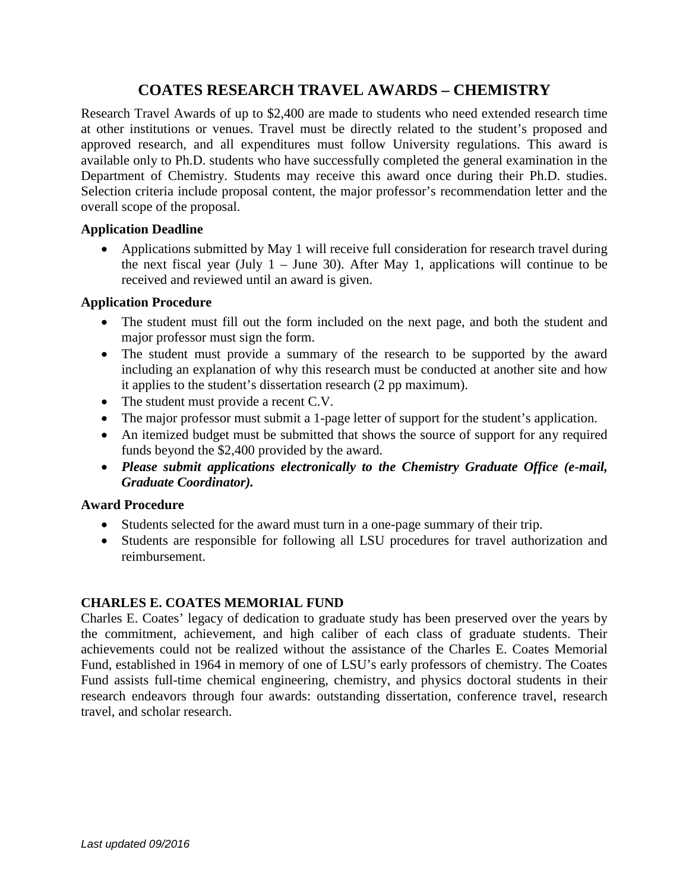# COATES RESEARCH TRAVEL AWARDS – CHEMISTRY

Research Travel Awards of up to $2,400 are made to students who need extended research time at other institutions or venues. Travel must be directly related to the student's proposed and approved research, and all expenditures must follow University regulations. This award is available only to Ph.D. students who have successfully completed the general examination in the Department of Chemistry. Students may receive this award once during their Ph.D. studies. Selection criteria include proposal content, the major professor's recommendation letter and the overall scope of the proposal.

**Application Deadline**

- Applications submitted by May 1 will receive full consideration for research travel during the next fiscal year (July 1 – June 30). After May 1, applications will continue to be received and reviewed until an award is given.

**Application Procedure**

- The student must fill out the form included on the next page, and both the student and major professor must sign the form.
- The student must provide a summary of the research to be supported by the award including an explanation of why this research must be conducted at another site and how it applies to the student's dissertation research (2 pp maximum).
- The student must provide a recent C.V.
- The major professor must submit a 1-page letter of support for the student's application.
- An itemized budget must be submitted that shows the source of support for any required funds beyond the $2,400 provided by the award.
- ***Please submit applications electronically to the Chemistry Graduate Office (e-mail, Graduate Coordinator).***

**Award Procedure**

- Students selected for the award must turn in a one-page summary of their trip.
- Students are responsible for following all LSU procedures for travel authorization and reimbursement.

**CHARLES E. COATES MEMORIAL FUND**

Charles E. Coates' legacy of dedication to graduate study has been preserved over the years by the commitment, achievement, and high caliber of each class of graduate students. Their achievements could not be realized without the assistance of the Charles E. Coates Memorial Fund, established in 1964 in memory of one of LSU's early professors of chemistry. The Coates Fund assists full-time chemical engineering, chemistry, and physics doctoral students in their research endeavors through four awards: outstanding dissertation, conference travel, research travel, and scholar research.

*Last updated 09/2016*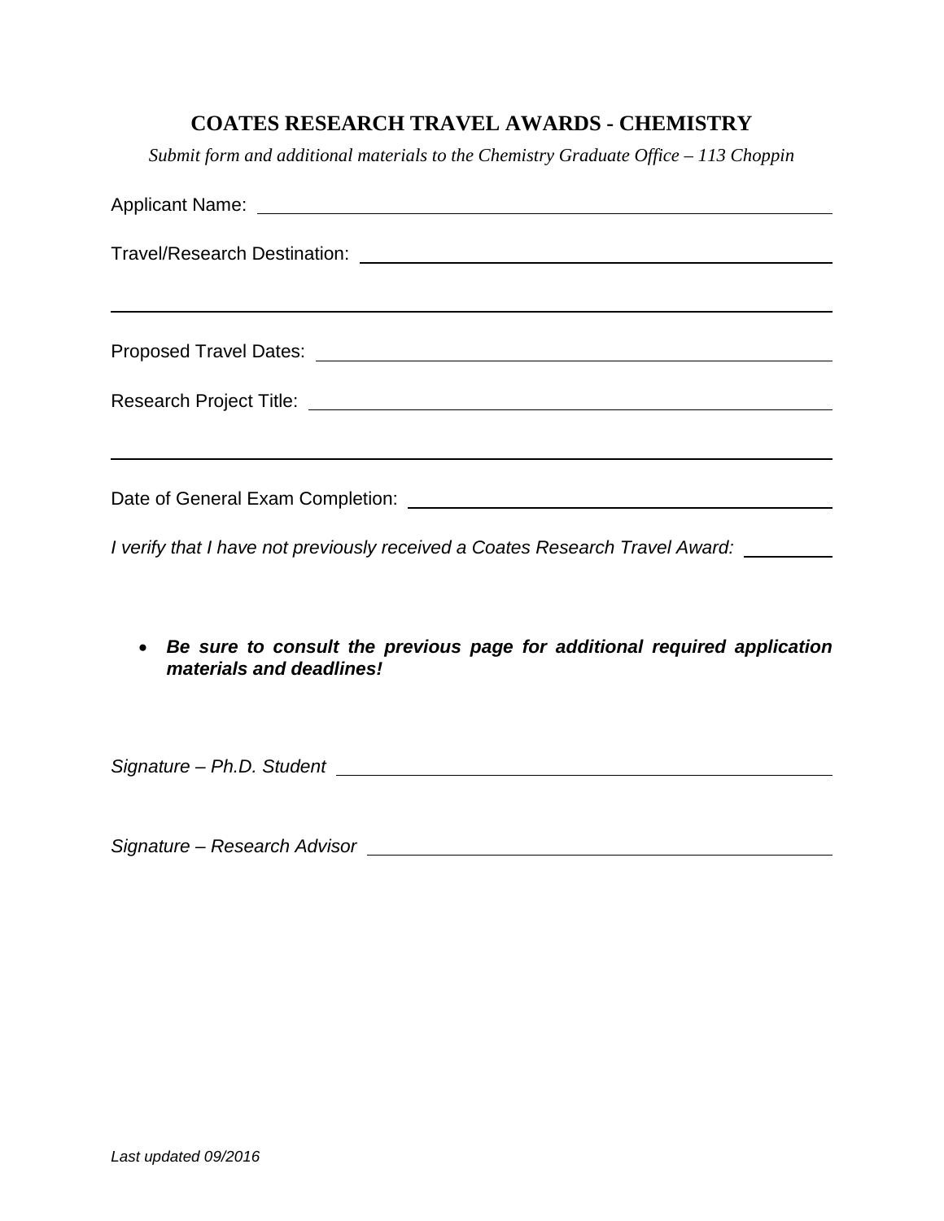## COATES RESEARCH TRAVEL AWARDS - CHEMISTRY

*Submit form and additional materials to the Chemistry Graduate Office – 113 Choppin*

Applicant Name: ______________________________________________

Travel/Research Destination: ______________________________________

______________________________________________________________

Proposed Travel Dates: ___________________________________________

Research Project Title: ___________________________________________

______________________________________________________________

Date of General Exam Completion: __________________________________

*I verify that I have not previously received a Coates Research Travel Award:* ________

- ***Be sure to consult the previous page for additional required application materials and deadlines!***

*Signature – Ph.D. Student* ______________________________________

*Signature – Research Advisor* ____________________________________

*Last updated 09/2016*